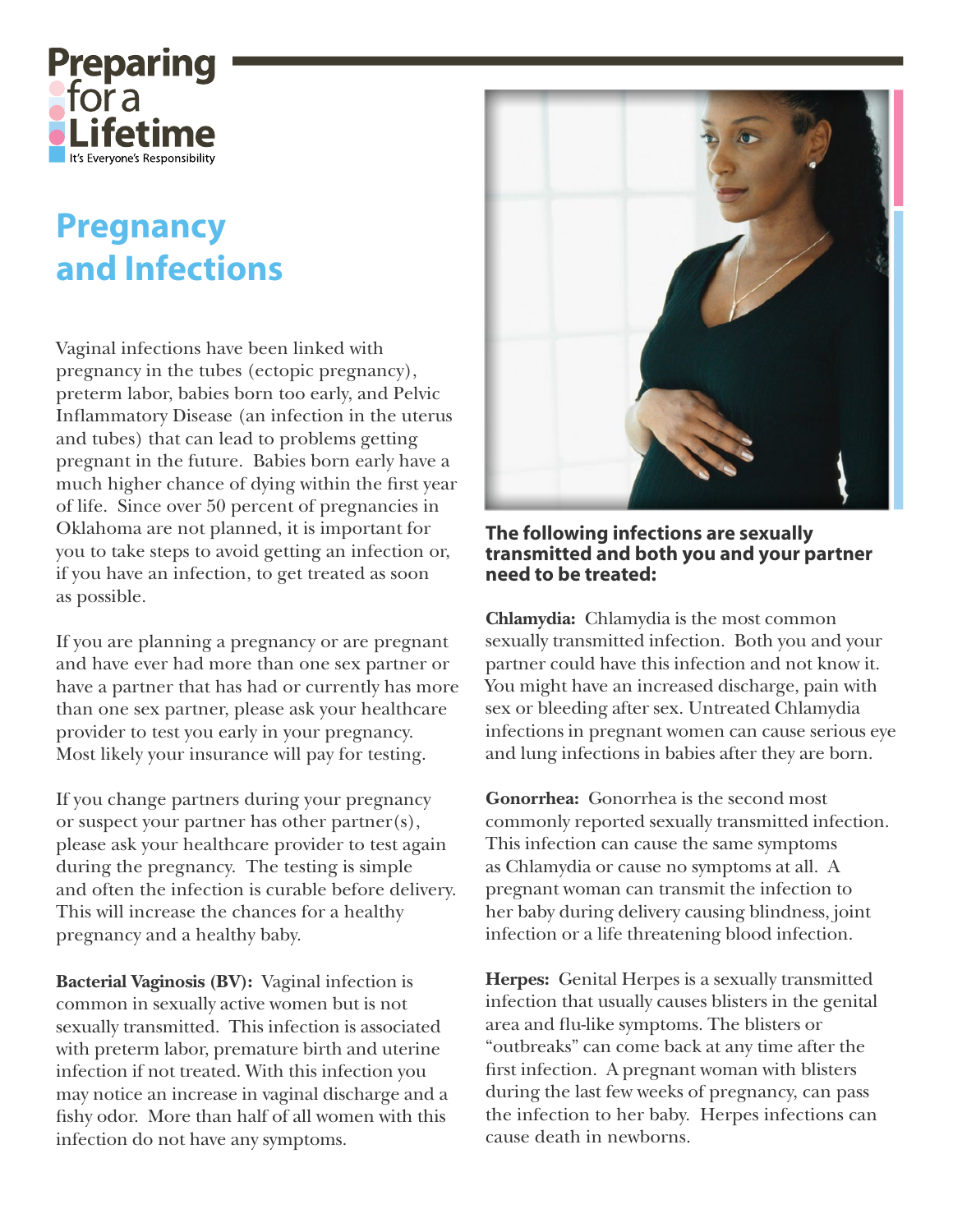Preparing for a Lifetime
It's Everyone's Responsibility

# Pregnancy and Infections

Vaginal infections have been linked with pregnancy in the tubes (ectopic pregnancy), preterm labor, babies born too early, and Pelvic Inflammatory Disease (an infection in the uterus and tubes) that can lead to problems getting pregnant in the future. Babies born early have a much higher chance of dying within the first year of life. Since over 50 percent of pregnancies in Oklahoma are not planned, it is important for you to take steps to avoid getting an infection or, if you have an infection, to get treated as soon as possible.

If you are planning a pregnancy or are pregnant and have ever had more than one sex partner or have a partner that has had or currently has more than one sex partner, please ask your healthcare provider to test you early in your pregnancy. Most likely your insurance will pay for testing.

If you change partners during your pregnancy or suspect your partner has other partner(s), please ask your healthcare provider to test again during the pregnancy. The testing is simple and often the infection is curable before delivery. This will increase the chances for a healthy pregnancy and a healthy baby.

**Bacterial Vaginosis (BV):** Vaginal infection is common in sexually active women but is not sexually transmitted. This infection is associated with preterm labor, premature birth and uterine infection if not treated. With this infection you may notice an increase in vaginal discharge and a fishy odor. More than half of all women with this infection do not have any symptoms.

**The following infections are sexually transmitted and both you and your partner need to be treated:**

**Chlamydia:** Chlamydia is the most common sexually transmitted infection. Both you and your partner could have this infection and not know it. You might have an increased discharge, pain with sex or bleeding after sex. Untreated Chlamydia infections in pregnant women can cause serious eye and lung infections in babies after they are born.

**Gonorrhea:** Gonorrhea is the second most commonly reported sexually transmitted infection. This infection can cause the same symptoms as Chlamydia or cause no symptoms at all. A pregnant woman can transmit the infection to her baby during delivery causing blindness, joint infection or a life threatening blood infection.

**Herpes:** Genital Herpes is a sexually transmitted infection that usually causes blisters in the genital area and flu-like symptoms. The blisters or "outbreaks" can come back at any time after the first infection. A pregnant woman with blisters during the last few weeks of pregnancy, can pass the infection to her baby. Herpes infections can cause death in newborns.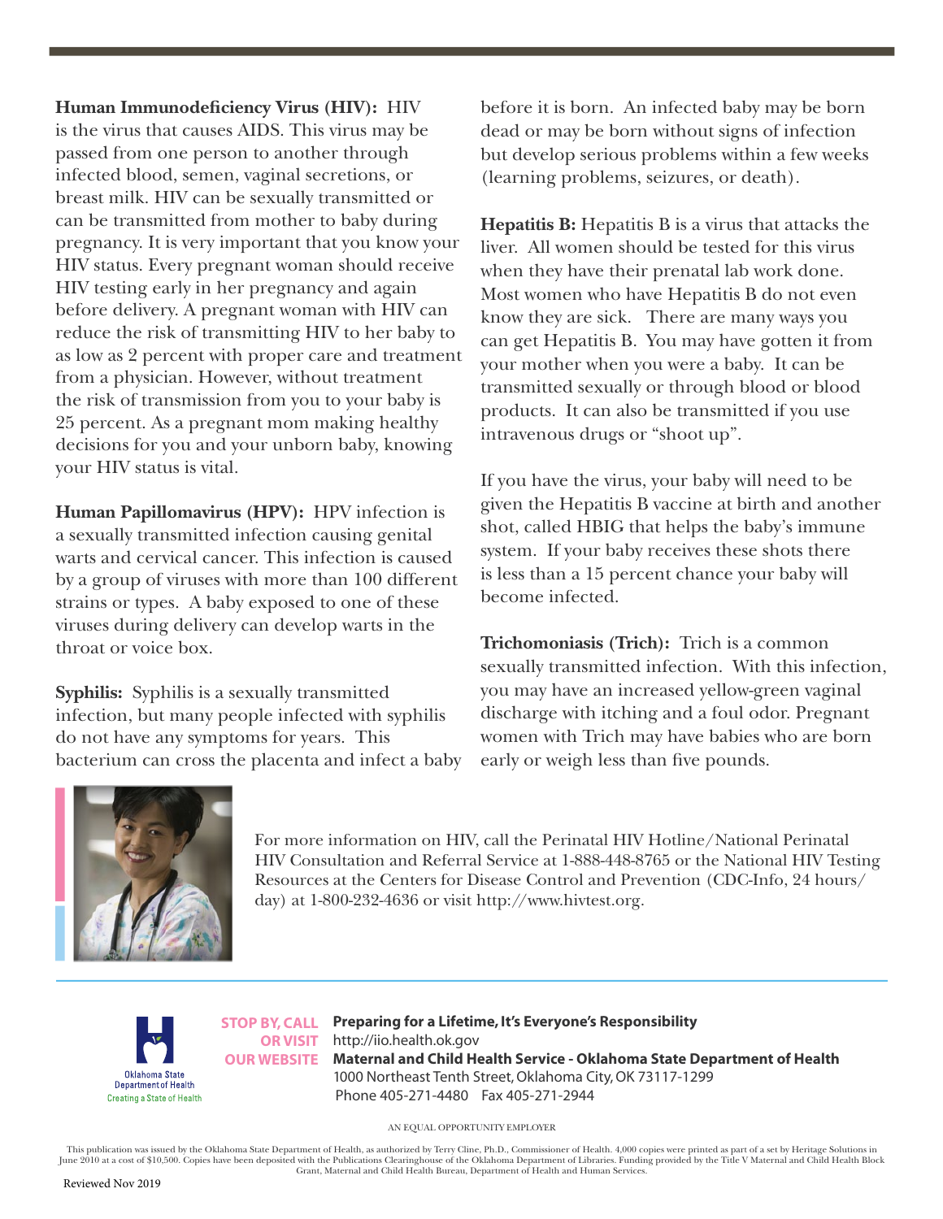**Human Immunodeficiency Virus (HIV):** HIV is the virus that causes AIDS. This virus may be passed from one person to another through infected blood, semen, vaginal secretions, or breast milk. HIV can be sexually transmitted or can be transmitted from mother to baby during pregnancy. It is very important that you know your HIV status. Every pregnant woman should receive HIV testing early in her pregnancy and again before delivery. A pregnant woman with HIV can reduce the risk of transmitting HIV to her baby to as low as 2 percent with proper care and treatment from a physician. However, without treatment the risk of transmission from you to your baby is 25 percent. As a pregnant mom making healthy decisions for you and your unborn baby, knowing your HIV status is vital.

**Human Papillomavirus (HPV):** HPV infection is a sexually transmitted infection causing genital warts and cervical cancer. This infection is caused by a group of viruses with more than 100 different strains or types. A baby exposed to one of these viruses during delivery can develop warts in the throat or voice box.

**Syphilis:** Syphilis is a sexually transmitted infection, but many people infected with syphilis do not have any symptoms for years. This bacterium can cross the placenta and infect a baby before it is born. An infected baby may be born dead or may be born without signs of infection but develop serious problems within a few weeks (learning problems, seizures, or death).

**Hepatitis B:** Hepatitis B is a virus that attacks the liver. All women should be tested for this virus when they have their prenatal lab work done. Most women who have Hepatitis B do not even know they are sick. There are many ways you can get Hepatitis B. You may have gotten it from your mother when you were a baby. It can be transmitted sexually or through blood or blood products. It can also be transmitted if you use intravenous drugs or "shoot up".

If you have the virus, your baby will need to be given the Hepatitis B vaccine at birth and another shot, called HBIG that helps the baby's immune system. If your baby receives these shots there is less than a 15 percent chance your baby will become infected.

**Trichomoniasis (Trich):** Trich is a common sexually transmitted infection. With this infection, you may have an increased yellow-green vaginal discharge with itching and a foul odor. Pregnant women with Trich may have babies who are born early or weigh less than five pounds.

For more information on HIV, call the Perinatal HIV Hotline/National Perinatal HIV Consultation and Referral Service at 1-888-448-8765 or the National HIV Testing Resources at the Centers for Disease Control and Prevention (CDC-Info, 24 hours/day) at 1-800-232-4636 or visit http://www.hivtest.org.

Oklahoma State Department of Health
Creating a State of Health

**STOP BY, CALL OR VISIT OUR WEBSITE**

**Preparing for a Lifetime, It's Everyone's Responsibility**
http://iio.health.ok.gov
**Maternal and Child Health Service - Oklahoma State Department of Health**
1000 Northeast Tenth Street, Oklahoma City, OK 73117-1299
Phone 405-271-4480 Fax 405-271-2944

AN EQUAL OPPORTUNITY EMPLOYER

This publication was issued by the Oklahoma State Department of Health, as authorized by Terry Cline, Ph.D., Commissioner of Health. 4,000 copies were printed as part of a set by Heritage Solutions in June 2010 at a cost of $10,500. Copies have been deposited with the Publications Clearinghouse of the Oklahoma Department of Libraries. Funding provided by the Title V Maternal and Child Health Block Grant, Maternal and Child Health Bureau, Department of Health and Human Services.

Reviewed Nov 2019